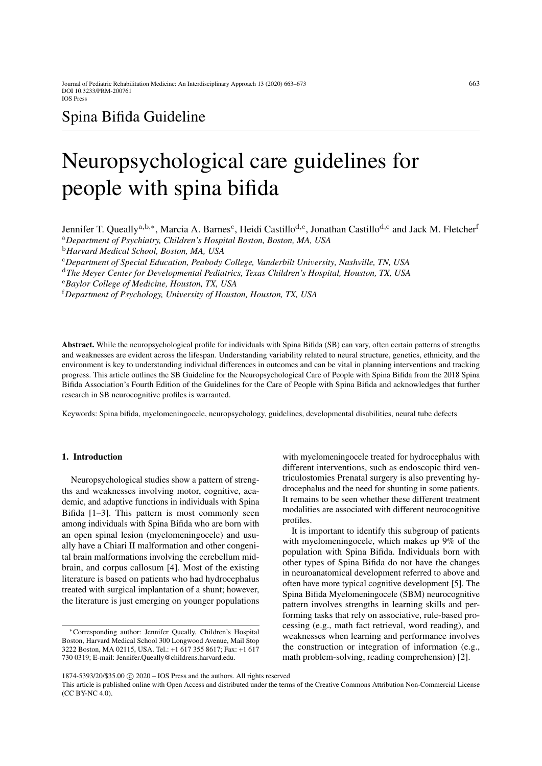## Spina Bifida Guideline

# Neuropsychological care guidelines for people with spina bifida

Jennifer T. Queally[a,b,*], Marcia A. Barnes[c], Heidi Castillo[d,e], Jonathan Castillo[d,e] and Jack M. Fletcher[f]

[a]*Department of Psychiatry, Children's Hospital Boston, Boston, MA, USA*
[b]*Harvard Medical School, Boston, MA, USA*
[c]*Department of Special Education, Peabody College, Vanderbilt University, Nashville, TN, USA*
[d]*The Meyer Center for Developmental Pediatrics, Texas Children's Hospital, Houston, TX, USA*
[e]*Baylor College of Medicine, Houston, TX, USA*
[f]*Department of Psychology, University of Houston, Houston, TX, USA*

**Abstract.** While the neuropsychological profile for individuals with Spina Bifida (SB) can vary, often certain patterns of strengths and weaknesses are evident across the lifespan. Understanding variability related to neural structure, genetics, ethnicity, and the environment is key to understanding individual differences in outcomes and can be vital in planning interventions and tracking progress. This article outlines the SB Guideline for the Neuropsychological Care of People with Spina Bifida from the 2018 Spina Bifida Association's Fourth Edition of the Guidelines for the Care of People with Spina Bifida and acknowledges that further research in SB neurocognitive profiles is warranted.

Keywords: Spina bifida, myelomeningocele, neuropsychology, guidelines, developmental disabilities, neural tube defects

## 1. Introduction

Neuropsychological studies show a pattern of strengths and weaknesses involving motor, cognitive, academic, and adaptive functions in individuals with Spina Bifida [1–3]. This pattern is most commonly seen among individuals with Spina Bifida who are born with an open spinal lesion (myelomeningocele) and usually have a Chiari II malformation and other congenital brain malformations involving the cerebellum midbrain, and corpus callosum [4]. Most of the existing literature is based on patients who had hydrocephalus treated with surgical implantation of a shunt; however, the literature is just emerging on younger populations with myelomeningocele treated for hydrocephalus with different interventions, such as endoscopic third ventriculostomies Prenatal surgery is also preventing hydrocephalus and the need for shunting in some patients. It remains to be seen whether these different treatment modalities are associated with different neurocognitive profiles.

It is important to identify this subgroup of patients with myelomeningocele, which makes up 9% of the population with Spina Bifida. Individuals born with other types of Spina Bifida do not have the changes in neuroanatomical development referred to above and often have more typical cognitive development [5]. The Spina Bifida Myelomeningocele (SBM) neurocognitive pattern involves strengths in learning skills and performing tasks that rely on associative, rule-based processing (e.g., math fact retrieval, word reading), and weaknesses when learning and performance involves the construction or integration of information (e.g., math problem-solving, reading comprehension) [2].

*Corresponding author: Jennifer Queally, Children's Hospital Boston, Harvard Medical School 300 Longwood Avenue, Mail Stop 3222 Boston, MA 02115, USA. Tel.: +1 617 355 8617; Fax: +1 617 730 0319; E-mail: Jennifer.Queally@childrens.harvard.edu.

1874-5393/20/$35.00 © 2020 – IOS Press and the authors. All rights reserved
This article is published online with Open Access and distributed under the terms of the Creative Commons Attribution Non-Commercial License (CC BY-NC 4.0).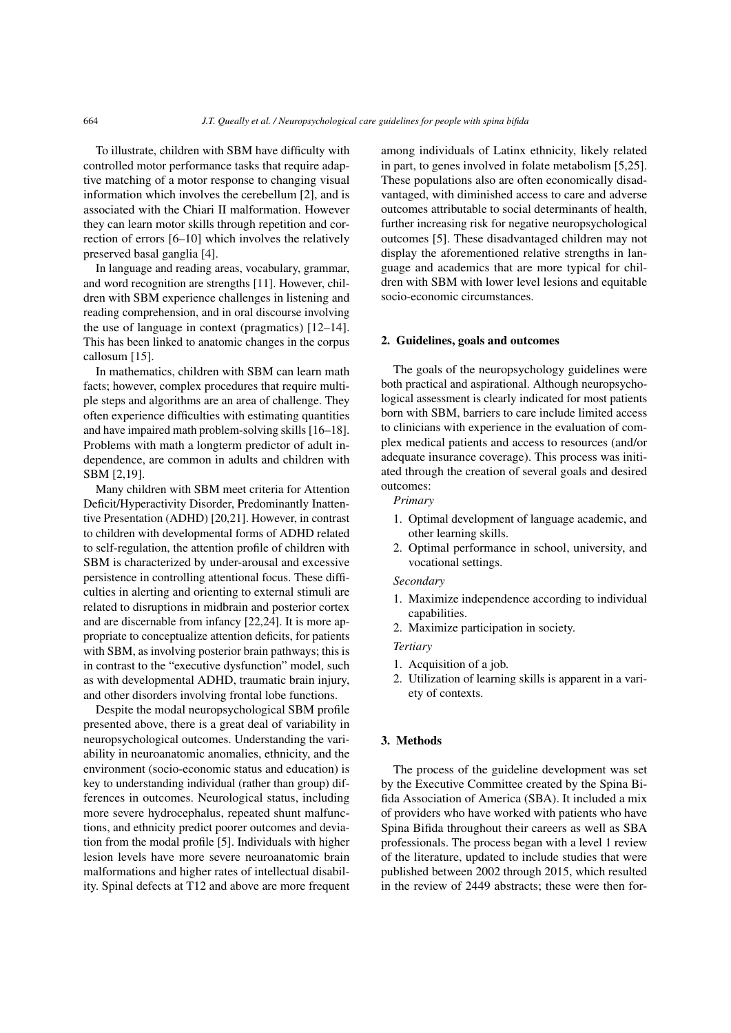To illustrate, children with SBM have difficulty with controlled motor performance tasks that require adaptive matching of a motor response to changing visual information which involves the cerebellum [2], and is associated with the Chiari II malformation. However they can learn motor skills through repetition and correction of errors [6–10] which involves the relatively preserved basal ganglia [4].

In language and reading areas, vocabulary, grammar, and word recognition are strengths [11]. However, children with SBM experience challenges in listening and reading comprehension, and in oral discourse involving the use of language in context (pragmatics) [12–14]. This has been linked to anatomic changes in the corpus callosum [15].

In mathematics, children with SBM can learn math facts; however, complex procedures that require multiple steps and algorithms are an area of challenge. They often experience difficulties with estimating quantities and have impaired math problem-solving skills [16–18]. Problems with math a longterm predictor of adult independence, are common in adults and children with SBM [2,19].

Many children with SBM meet criteria for Attention Deficit/Hyperactivity Disorder, Predominantly Inattentive Presentation (ADHD) [20,21]. However, in contrast to children with developmental forms of ADHD related to self-regulation, the attention profile of children with SBM is characterized by under-arousal and excessive persistence in controlling attentional focus. These difficulties in alerting and orienting to external stimuli are related to disruptions in midbrain and posterior cortex and are discernable from infancy [22,24]. It is more appropriate to conceptualize attention deficits, for patients with SBM, as involving posterior brain pathways; this is in contrast to the "executive dysfunction" model, such as with developmental ADHD, traumatic brain injury, and other disorders involving frontal lobe functions.

Despite the modal neuropsychological SBM profile presented above, there is a great deal of variability in neuropsychological outcomes. Understanding the variability in neuroanatomic anomalies, ethnicity, and the environment (socio-economic status and education) is key to understanding individual (rather than group) differences in outcomes. Neurological status, including more severe hydrocephalus, repeated shunt malfunctions, and ethnicity predict poorer outcomes and deviation from the modal profile [5]. Individuals with higher lesion levels have more severe neuroanatomic brain malformations and higher rates of intellectual disability. Spinal defects at T12 and above are more frequent among individuals of Latinx ethnicity, likely related in part, to genes involved in folate metabolism [5,25]. These populations also are often economically disadvantaged, with diminished access to care and adverse outcomes attributable to social determinants of health, further increasing risk for negative neuropsychological outcomes [5]. These disadvantaged children may not display the aforementioned relative strengths in language and academics that are more typical for children with SBM with lower level lesions and equitable socio-economic circumstances.

## 2. Guidelines, goals and outcomes

The goals of the neuropsychology guidelines were both practical and aspirational. Although neuropsychological assessment is clearly indicated for most patients born with SBM, barriers to care include limited access to clinicians with experience in the evaluation of complex medical patients and access to resources (and/or adequate insurance coverage). This process was initiated through the creation of several goals and desired outcomes:

*Primary*

1. Optimal development of language academic, and other learning skills.
2. Optimal performance in school, university, and vocational settings.

*Secondary*

1. Maximize independence according to individual capabilities.
2. Maximize participation in society.

*Tertiary*

1. Acquisition of a job.
2. Utilization of learning skills is apparent in a variety of contexts.

## 3. Methods

The process of the guideline development was set by the Executive Committee created by the Spina Bifida Association of America (SBA). It included a mix of providers who have worked with patients who have Spina Bifida throughout their careers as well as SBA professionals. The process began with a level 1 review of the literature, updated to include studies that were published between 2002 through 2015, which resulted in the review of 2449 abstracts; these were then for-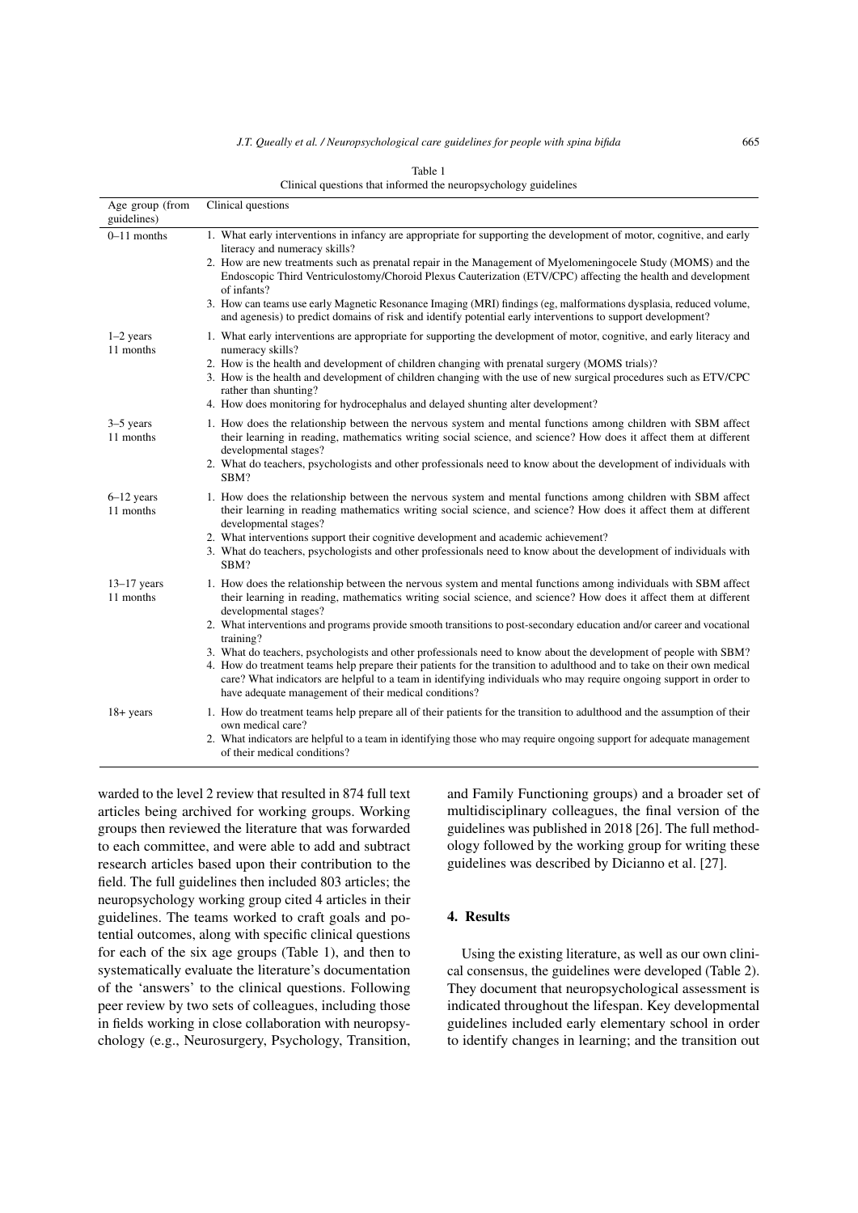Table 1

Clinical questions that informed the neuropsychology guidelines

| Age group (from guidelines) | Clinical questions |
|---|---|
| 0–11 months | 1. What early interventions in infancy are appropriate for supporting the development of motor, cognitive, and early literacy and numeracy skills?<br>2. How are new treatments such as prenatal repair in the Management of Myelomeningocele Study (MOMS) and the Endoscopic Third Ventriculostomy/Choroid Plexus Cauterization (ETV/CPC) affecting the health and development of infants?<br>3. How can teams use early Magnetic Resonance Imaging (MRI) findings (eg, malformations dysplasia, reduced volume, and agenesis) to predict domains of risk and identify potential early interventions to support development? |
| 1–2 years 11 months | 1. What early interventions are appropriate for supporting the development of motor, cognitive, and early literacy and numeracy skills?<br>2. How is the health and development of children changing with prenatal surgery (MOMS trials)?<br>3. How is the health and development of children changing with the use of new surgical procedures such as ETV/CPC rather than shunting?<br>4. How does monitoring for hydrocephalus and delayed shunting alter development? |
| 3–5 years 11 months | 1. How does the relationship between the nervous system and mental functions among children with SBM affect their learning in reading, mathematics writing social science, and science? How does it affect them at different developmental stages?<br>2. What do teachers, psychologists and other professionals need to know about the development of individuals with SBM? |
| 6–12 years 11 months | 1. How does the relationship between the nervous system and mental functions among children with SBM affect their learning in reading mathematics writing social science, and science? How does it affect them at different developmental stages?<br>2. What interventions support their cognitive development and academic achievement?<br>3. What do teachers, psychologists and other professionals need to know about the development of individuals with SBM? |
| 13–17 years 11 months | 1. How does the relationship between the nervous system and mental functions among individuals with SBM affect their learning in reading, mathematics writing social science, and science? How does it affect them at different developmental stages?<br>2. What interventions and programs provide smooth transitions to post-secondary education and/or career and vocational training?<br>3. What do teachers, psychologists and other professionals need to know about the development of people with SBM?<br>4. How do treatment teams help prepare their patients for the transition to adulthood and to take on their own medical care? What indicators are helpful to a team in identifying individuals who may require ongoing support in order to have adequate management of their medical conditions? |
| 18+ years | 1. How do treatment teams help prepare all of their patients for the transition to adulthood and the assumption of their own medical care?<br>2. What indicators are helpful to a team in identifying those who may require ongoing support for adequate management of their medical conditions? |

warded to the level 2 review that resulted in 874 full text articles being archived for working groups. Working groups then reviewed the literature that was forwarded to each committee, and were able to add and subtract research articles based upon their contribution to the field. The full guidelines then included 803 articles; the neuropsychology working group cited 4 articles in their guidelines. The teams worked to craft goals and potential outcomes, along with specific clinical questions for each of the six age groups (Table 1), and then to systematically evaluate the literature's documentation of the 'answers' to the clinical questions. Following peer review by two sets of colleagues, including those in fields working in close collaboration with neuropsychology (e.g., Neurosurgery, Psychology, Transition, and Family Functioning groups) and a broader set of multidisciplinary colleagues, the final version of the guidelines was published in 2018 [26]. The full methodology followed by the working group for writing these guidelines was described by Dicianno et al. [27].

## 4. Results

Using the existing literature, as well as our own clinical consensus, the guidelines were developed (Table 2). They document that neuropsychological assessment is indicated throughout the lifespan. Key developmental guidelines included early elementary school in order to identify changes in learning; and the transition out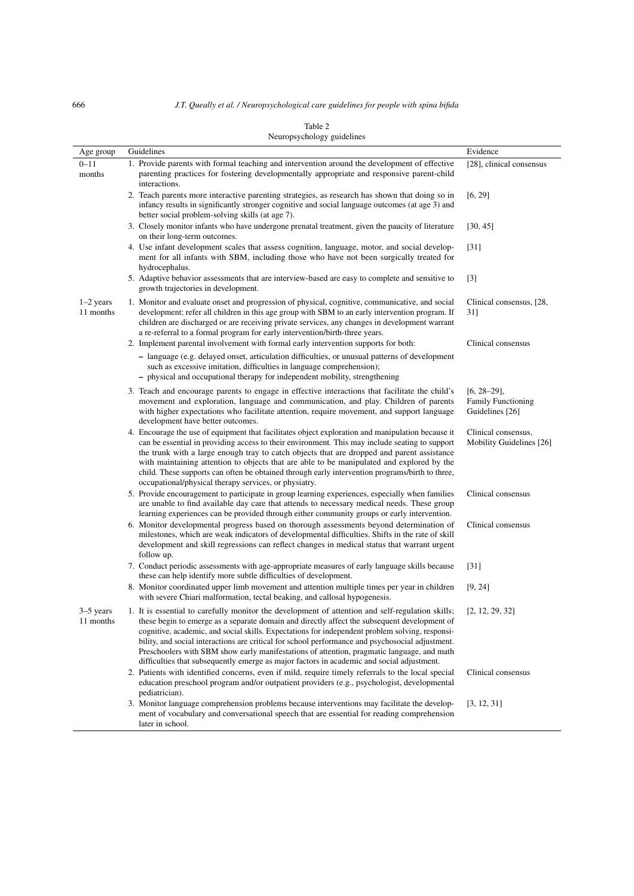Table 2
Neuropsychology guidelines

| Age group | Guidelines | Evidence |
|---|---|---|
| 0–11 months | 1. Provide parents with formal teaching and intervention around the development of effective parenting practices for fostering developmentally appropriate and responsive parent-child interactions. | [28], clinical consensus |
| | 2. Teach parents more interactive parenting strategies, as research has shown that doing so in infancy results in significantly stronger cognitive and social language outcomes (at age 3) and better social problem-solving skills (at age 7). | [6, 29] |
| | 3. Closely monitor infants who have undergone prenatal treatment, given the paucity of literature on their long-term outcomes. | [30, 45] |
| | 4. Use infant development scales that assess cognition, language, motor, and social development for all infants with SBM, including those who have not been surgically treated for hydrocephalus. | [31] |
| | 5. Adaptive behavior assessments that are interview-based are easy to complete and sensitive to growth trajectories in development. | [3] |
| 1–2 years 11 months | 1. Monitor and evaluate onset and progression of physical, cognitive, communicative, and social development; refer all children in this age group with SBM to an early intervention program. If children are discharged or are receiving private services, any changes in development warrant a re-referral to a formal program for early intervention/birth-three years. | Clinical consensus, [28, 31] |
| | 2. Implement parental involvement with formal early intervention supports for both: – language (e.g. delayed onset, articulation difficulties, or unusual patterns of development such as excessive imitation, difficulties in language comprehension); – physical and occupational therapy for independent mobility, strengthening | Clinical consensus |
| | 3. Teach and encourage parents to engage in effective interactions that facilitate the child's movement and exploration, language and communication, and play. Children of parents with higher expectations who facilitate attention, require movement, and support language development have better outcomes. | [6, 28–29], Family Functioning Guidelines [26] |
| | 4. Encourage the use of equipment that facilitates object exploration and manipulation because it can be essential in providing access to their environment. This may include seating to support the trunk with a large enough tray to catch objects that are dropped and parent assistance with maintaining attention to objects that are able to be manipulated and explored by the child. These supports can often be obtained through early intervention programs/birth to three, occupational/physical therapy services, or physiatry. | Clinical consensus, Mobility Guidelines [26] |
| | 5. Provide encouragement to participate in group learning experiences, especially when families are unable to find available day care that attends to necessary medical needs. These group learning experiences can be provided through either community groups or early intervention. | Clinical consensus |
| | 6. Monitor developmental progress based on thorough assessments beyond determination of milestones, which are weak indicators of developmental difficulties. Shifts in the rate of skill development and skill regressions can reflect changes in medical status that warrant urgent follow up. | Clinical consensus |
| | 7. Conduct periodic assessments with age-appropriate measures of early language skills because these can help identify more subtle difficulties of development. | [31] |
| | 8. Monitor coordinated upper limb movement and attention multiple times per year in children with severe Chiari malformation, tectal beaking, and callosal hypogenesis. | [9, 24] |
| 3–5 years 11 months | 1. It is essential to carefully monitor the development of attention and self-regulation skills; these begin to emerge as a separate domain and directly affect the subsequent development of cognitive, academic, and social skills. Expectations for independent problem solving, responsibility, and social interactions are critical for school performance and psychosocial adjustment. Preschoolers with SBM show early manifestations of attention, pragmatic language, and math difficulties that subsequently emerge as major factors in academic and social adjustment. | [2, 12, 29, 32] |
| | 2. Patients with identified concerns, even if mild, require timely referrals to the local special education preschool program and/or outpatient providers (e.g., psychologist, developmental pediatrician). | Clinical consensus |
| | 3. Monitor language comprehension problems because interventions may facilitate the development of vocabulary and conversational speech that are essential for reading comprehension later in school. | [3, 12, 31] |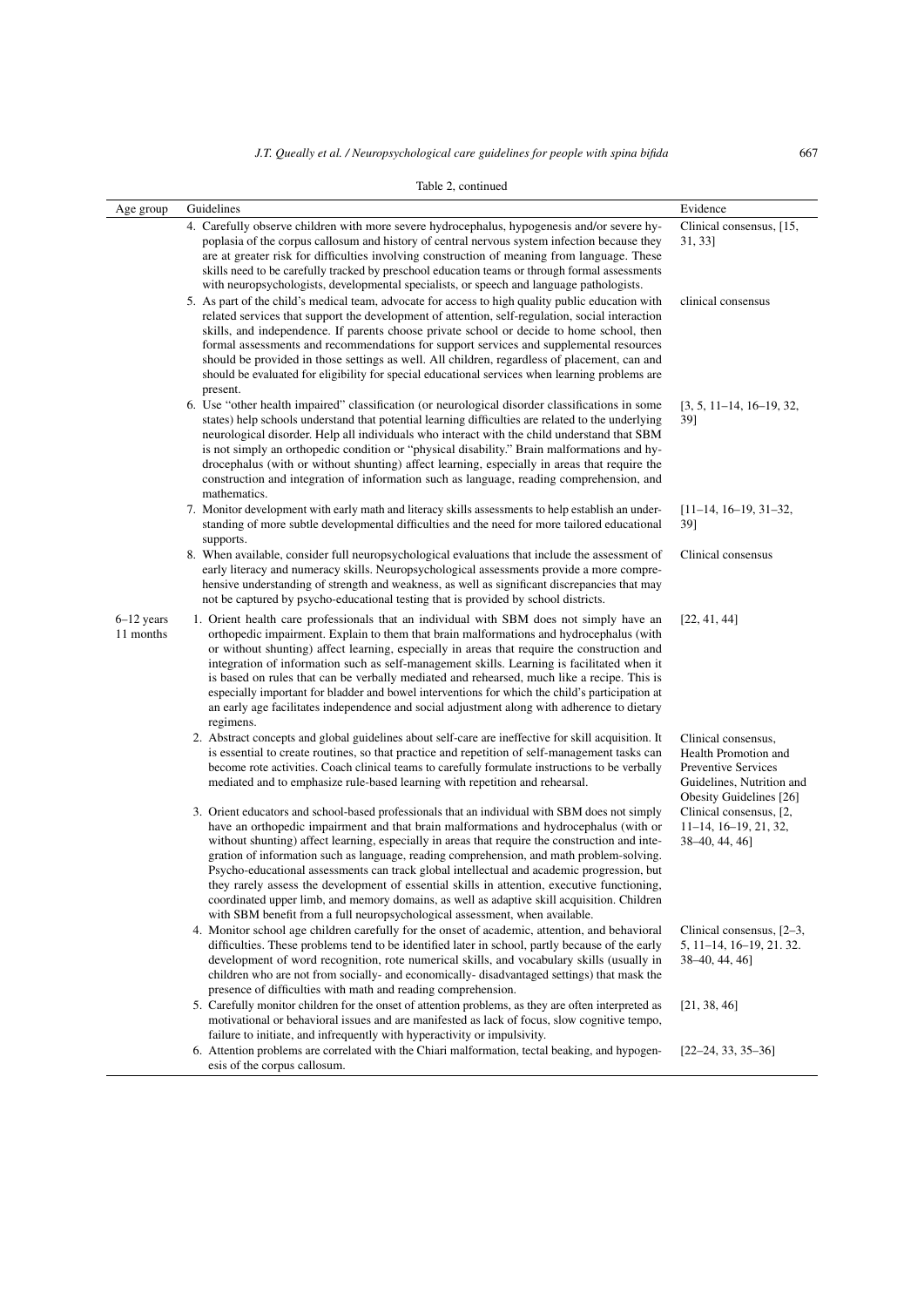Table 2, continued

| Age group | Guidelines | Evidence |
|---|---|---|
| | 4. Carefully observe children with more severe hydrocephalus, hypogenesis and/or severe hypoplasia of the corpus callosum and history of central nervous system infection because they are at greater risk for difficulties involving construction of meaning from language. These skills need to be carefully tracked by preschool education teams or through formal assessments with neuropsychologists, developmental specialists, or speech and language pathologists. | Clinical consensus, [15, 31, 33] |
| | 5. As part of the child's medical team, advocate for access to high quality public education with related services that support the development of attention, self-regulation, social interaction skills, and independence. If parents choose private school or decide to home school, then formal assessments and recommendations for support services and supplemental resources should be provided in those settings as well. All children, regardless of placement, can and should be evaluated for eligibility for special educational services when learning problems are present. | clinical consensus |
| | 6. Use "other health impaired" classification (or neurological disorder classifications in some states) help schools understand that potential learning difficulties are related to the underlying neurological disorder. Help all individuals who interact with the child understand that SBM is not simply an orthopedic condition or "physical disability." Brain malformations and hydrocephalus (with or without shunting) affect learning, especially in areas that require the construction and integration of information such as language, reading comprehension, and mathematics. | [3, 5, 11–14, 16–19, 32, 39] |
| | 7. Monitor development with early math and literacy skills assessments to help establish an understanding of more subtle developmental difficulties and the need for more tailored educational supports. | [11–14, 16–19, 31–32, 39] |
| | 8. When available, consider full neuropsychological evaluations that include the assessment of early literacy and numeracy skills. Neuropsychological assessments provide a more comprehensive understanding of strength and weakness, as well as significant discrepancies that may not be captured by psycho-educational testing that is provided by school districts. | Clinical consensus |
| 6–12 years 11 months | 1. Orient health care professionals that an individual with SBM does not simply have an orthopedic impairment. Explain to them that brain malformations and hydrocephalus (with or without shunting) affect learning, especially in areas that require the construction and integration of information such as self-management skills. Learning is facilitated when it is based on rules that can be verbally mediated and rehearsed, much like a recipe. This is especially important for bladder and bowel interventions for which the child's participation at an early age facilitates independence and social adjustment along with adherence to dietary regimens. | [22, 41, 44] |
| | 2. Abstract concepts and global guidelines about self-care are ineffective for skill acquisition. It is essential to create routines, so that practice and repetition of self-management tasks can become rote activities. Coach clinical teams to carefully formulate instructions to be verbally mediated and to emphasize rule-based learning with repetition and rehearsal. | Clinical consensus, Health Promotion and Preventive Services Guidelines, Nutrition and Obesity Guidelines [26] |
| | 3. Orient educators and school-based professionals that an individual with SBM does not simply have an orthopedic impairment and that brain malformations and hydrocephalus (with or without shunting) affect learning, especially in areas that require the construction and integration of information such as language, reading comprehension, and math problem-solving. Psycho-educational assessments can track global intellectual and academic progression, but they rarely assess the development of essential skills in attention, executive functioning, coordinated upper limb, and memory domains, as well as adaptive skill acquisition. Children with SBM benefit from a full neuropsychological assessment, when available. | Clinical consensus, [2, 11–14, 16–19, 21, 32, 38–40, 44, 46] |
| | 4. Monitor school age children carefully for the onset of academic, attention, and behavioral difficulties. These problems tend to be identified later in school, partly because of the early development of word recognition, rote numerical skills, and vocabulary skills (usually in children who are not from socially- and economically- disadvantaged settings) that mask the presence of difficulties with math and reading comprehension. | Clinical consensus, [2–3, 5, 11–14, 16–19, 21. 32. 38–40, 44, 46] |
| | 5. Carefully monitor children for the onset of attention problems, as they are often interpreted as motivational or behavioral issues and are manifested as lack of focus, slow cognitive tempo, failure to initiate, and infrequently with hyperactivity or impulsivity. | [21, 38, 46] |
| | 6. Attention problems are correlated with the Chiari malformation, tectal beaking, and hypogenesis of the corpus callosum. | [22–24, 33, 35–36] |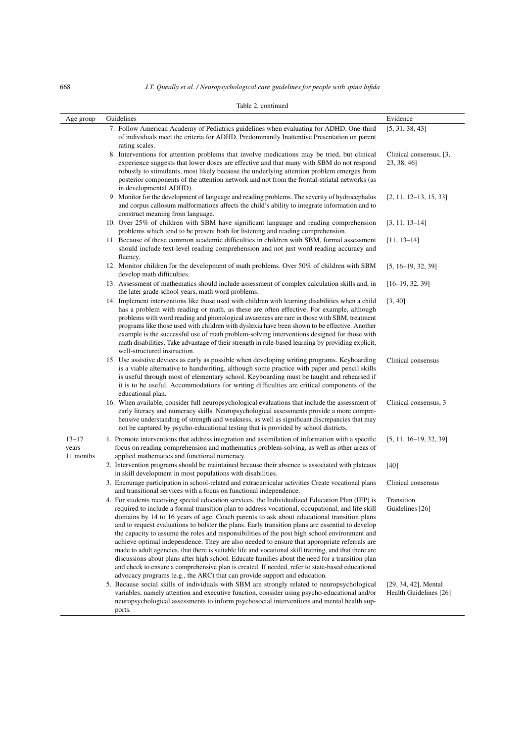Table 2, continued

| Age group | Guidelines | Evidence |
|---|---|---|
| | 7. Follow American Academy of Pediatrics guidelines when evaluating for ADHD. One-third of individuals meet the criteria for ADHD, Predominantly Inattentive Presentation on parent rating scales. | [5, 31, 38, 43] |
| | 8. Interventions for attention problems that involve medications may be tried, but clinical experience suggests that lower doses are effective and that many with SBM do not respond robustly to stimulants, most likely because the underlying attention problem emerges from posterior components of the attention network and not from the frontal-striatal networks (as in developmental ADHD). | Clinical consensus, [3, 23, 38, 46] |
| | 9. Monitor for the development of language and reading problems. The severity of hydrocephalus and corpus callosum malformations affects the child's ability to integrate information and to construct meaning from language. | [2, 11, 12–13, 15, 33] |
| | 10. Over 25% of children with SBM have significant language and reading comprehension problems which tend to be present both for listening and reading comprehension. | [3, 11, 13–14] |
| | 11. Because of these common academic difficulties in children with SBM, formal assessment should include text-level reading comprehension and not just word reading accuracy and fluency. | [11, 13–14] |
| | 12. Monitor children for the development of math problems. Over 50% of children with SBM develop math difficulties. | [5, 16–19, 32, 39] |
| | 13. Assessment of mathematics should include assessment of complex calculation skills and, in the later grade school years, math word problems. | [16–19, 32, 39] |
| | 14. Implement interventions like those used with children with learning disabilities when a child has a problem with reading or math, as these are often effective. For example, although problems with word reading and phonological awareness are rare in those with SBM, treatment programs like those used with children with dyslexia have been shown to be effective. Another example is the successful use of math problem-solving interventions designed for those with math disabilities. Take advantage of their strength in rule-based learning by providing explicit, well-structured instruction. | [3, 40] |
| | 15. Use assistive devices as early as possible when developing writing programs. Keyboarding is a viable alternative to handwriting, although some practice with paper and pencil skills is useful through most of elementary school. Keyboarding must be taught and rehearsed if it is to be useful. Accommodations for writing difficulties are critical components of the educational plan. | Clinical consensus |
| | 16. When available, consider full neuropsychological evaluations that include the assessment of early literacy and numeracy skills. Neuropsychological assessments provide a more comprehensive understanding of strength and weakness, as well as significant discrepancies that may not be captured by psycho-educational testing that is provided by school districts. | Clinical consensus, 3 |
| 13–17 years 11 months | 1. Promote interventions that address integration and assimilation of information with a specific focus on reading comprehension and mathematics problem-solving, as well as other areas of applied mathematics and functional numeracy. | [5, 11, 16–19, 32, 39] |
| | 2. Intervention programs should be maintained because their absence is associated with plateaus in skill development in most populations with disabilities. | [40] |
| | 3. Encourage participation in school-related and extracurricular activities Create vocational plans and transitional services with a focus on functional independence. | Clinical consensus |
| | 4. For students receiving special education services, the Individualized Education Plan (IEP) is required to include a formal transition plan to address vocational, occupational, and life skill domains by 14 to 16 years of age. Coach parents to ask about educational transition plans and to request evaluations to bolster the plans. Early transition plans are essential to develop the capacity to assume the roles and responsibilities of the post high school environment and achieve optimal independence. They are also needed to ensure that appropriate referrals are made to adult agencies, that there is suitable life and vocational skill training, and that there are discussions about plans after high school. Educate families about the need for a transition plan and check to ensure a comprehensive plan is created. If needed, refer to state-based educational advocacy programs (e.g., the ARC) that can provide support and education. | Transition Guidelines [26] |
| | 5. Because social skills of individuals with SBM are strongly related to neuropsychological variables, namely attention and executive function, consider using psycho-educational and/or neuropsychological assessments to inform psychosocial interventions and mental health supports. | [29, 34, 42], Mental Health Guidelines [26] |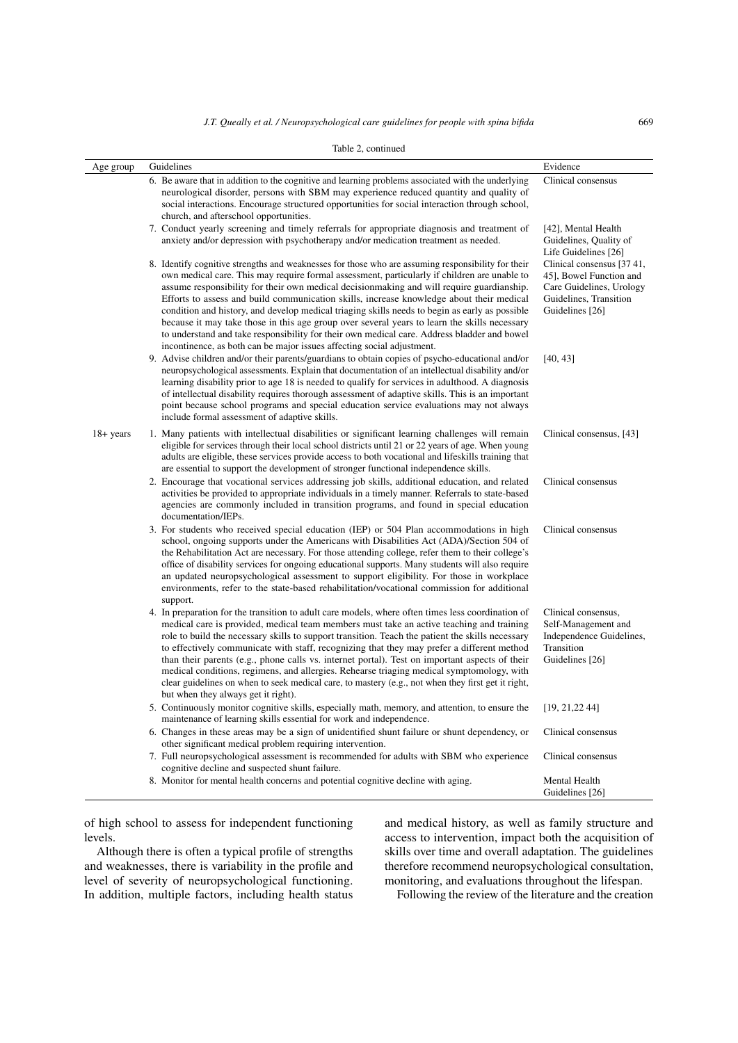Table 2, continued

| Age group | Guidelines | Evidence |
|---|---|---|
| | 6. Be aware that in addition to the cognitive and learning problems associated with the underlying neurological disorder, persons with SBM may experience reduced quantity and quality of social interactions. Encourage structured opportunities for social interaction through school, church, and afterschool opportunities. | Clinical consensus |
| | 7. Conduct yearly screening and timely referrals for appropriate diagnosis and treatment of anxiety and/or depression with psychotherapy and/or medication treatment as needed. | [42], Mental Health Guidelines, Quality of Life Guidelines [26] |
| | 8. Identify cognitive strengths and weaknesses for those who are assuming responsibility for their own medical care. This may require formal assessment, particularly if children are unable to assume responsibility for their own medical decisionmaking and will require guardianship. Efforts to assess and build communication skills, increase knowledge about their medical condition and history, and develop medical triaging skills needs to begin as early as possible because it may take those in this age group over several years to learn the skills necessary to understand and take responsibility for their own medical care. Address bladder and bowel incontinence, as both can be major issues affecting social adjustment. | Clinical consensus [37 41, 45], Bowel Function and Care Guidelines, Urology Guidelines, Transition Guidelines [26] |
| | 9. Advise children and/or their parents/guardians to obtain copies of psycho-educational and/or neuropsychological assessments. Explain that documentation of an intellectual disability and/or learning disability prior to age 18 is needed to qualify for services in adulthood. A diagnosis of intellectual disability requires thorough assessment of adaptive skills. This is an important point because school programs and special education service evaluations may not always include formal assessment of adaptive skills. | [40, 43] |
| 18+ years | 1. Many patients with intellectual disabilities or significant learning challenges will remain eligible for services through their local school districts until 21 or 22 years of age. When young adults are eligible, these services provide access to both vocational and lifeskills training that are essential to support the development of stronger functional independence skills. | Clinical consensus, [43] |
| | 2. Encourage that vocational services addressing job skills, additional education, and related activities be provided to appropriate individuals in a timely manner. Referrals to state-based agencies are commonly included in transition programs, and found in special education documentation/IEPs. | Clinical consensus |
| | 3. For students who received special education (IEP) or 504 Plan accommodations in high school, ongoing supports under the Americans with Disabilities Act (ADA)/Section 504 of the Rehabilitation Act are necessary. For those attending college, refer them to their college's office of disability services for ongoing educational supports. Many students will also require an updated neuropsychological assessment to support eligibility. For those in workplace environments, refer to the state-based rehabilitation/vocational commission for additional support. | Clinical consensus |
| | 4. In preparation for the transition to adult care models, where often times less coordination of medical care is provided, medical team members must take an active teaching and training role to build the necessary skills to support transition. Teach the patient the skills necessary to effectively communicate with staff, recognizing that they may prefer a different method than their parents (e.g., phone calls vs. internet portal). Test on important aspects of their medical conditions, regimens, and allergies. Rehearse triaging medical symptomology, with clear guidelines on when to seek medical care, to mastery (e.g., not when they first get it right, but when they always get it right). | Clinical consensus, Self-Management and Independence Guidelines, Transition Guidelines [26] |
| | 5. Continuously monitor cognitive skills, especially math, memory, and attention, to ensure the maintenance of learning skills essential for work and independence. | [19, 21,22 44] |
| | 6. Changes in these areas may be a sign of unidentified shunt failure or shunt dependency, or other significant medical problem requiring intervention. | Clinical consensus |
| | 7. Full neuropsychological assessment is recommended for adults with SBM who experience cognitive decline and suspected shunt failure. | Clinical consensus |
| | 8. Monitor for mental health concerns and potential cognitive decline with aging. | Mental Health Guidelines [26] |

of high school to assess for independent functioning levels.

Although there is often a typical profile of strengths and weaknesses, there is variability in the profile and level of severity of neuropsychological functioning. In addition, multiple factors, including health status and medical history, as well as family structure and access to intervention, impact both the acquisition of skills over time and overall adaptation. The guidelines therefore recommend neuropsychological consultation, monitoring, and evaluations throughout the lifespan.

Following the review of the literature and the creation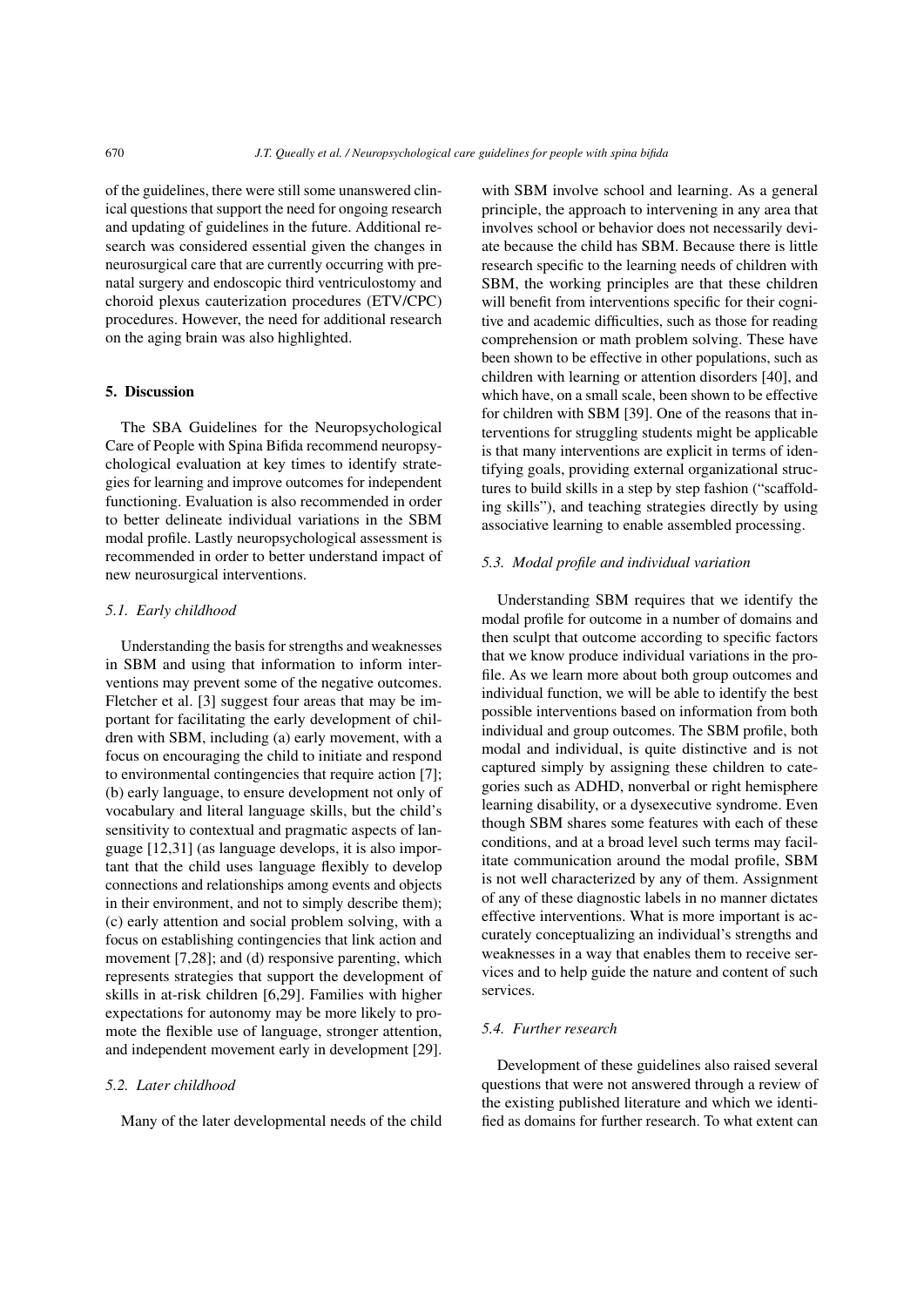of the guidelines, there were still some unanswered clinical questions that support the need for ongoing research and updating of guidelines in the future. Additional research was considered essential given the changes in neurosurgical care that are currently occurring with prenatal surgery and endoscopic third ventriculostomy and choroid plexus cauterization procedures (ETV/CPC) procedures. However, the need for additional research on the aging brain was also highlighted.

## 5. Discussion

The SBA Guidelines for the Neuropsychological Care of People with Spina Bifida recommend neuropsychological evaluation at key times to identify strategies for learning and improve outcomes for independent functioning. Evaluation is also recommended in order to better delineate individual variations in the SBM modal profile. Lastly neuropsychological assessment is recommended in order to better understand impact of new neurosurgical interventions.

### *5.1. Early childhood*

Understanding the basis for strengths and weaknesses in SBM and using that information to inform interventions may prevent some of the negative outcomes. Fletcher et al. [3] suggest four areas that may be important for facilitating the early development of children with SBM, including (a) early movement, with a focus on encouraging the child to initiate and respond to environmental contingencies that require action [7]; (b) early language, to ensure development not only of vocabulary and literal language skills, but the child's sensitivity to contextual and pragmatic aspects of language [12,31] (as language develops, it is also important that the child uses language flexibly to develop connections and relationships among events and objects in their environment, and not to simply describe them); (c) early attention and social problem solving, with a focus on establishing contingencies that link action and movement [7,28]; and (d) responsive parenting, which represents strategies that support the development of skills in at-risk children [6,29]. Families with higher expectations for autonomy may be more likely to promote the flexible use of language, stronger attention, and independent movement early in development [29].

### *5.2. Later childhood*

Many of the later developmental needs of the child with SBM involve school and learning. As a general principle, the approach to intervening in any area that involves school or behavior does not necessarily deviate because the child has SBM. Because there is little research specific to the learning needs of children with SBM, the working principles are that these children will benefit from interventions specific for their cognitive and academic difficulties, such as those for reading comprehension or math problem solving. These have been shown to be effective in other populations, such as children with learning or attention disorders [40], and which have, on a small scale, been shown to be effective for children with SBM [39]. One of the reasons that interventions for struggling students might be applicable is that many interventions are explicit in terms of identifying goals, providing external organizational structures to build skills in a step by step fashion ("scaffolding skills"), and teaching strategies directly by using associative learning to enable assembled processing.

### *5.3. Modal profile and individual variation*

Understanding SBM requires that we identify the modal profile for outcome in a number of domains and then sculpt that outcome according to specific factors that we know produce individual variations in the profile. As we learn more about both group outcomes and individual function, we will be able to identify the best possible interventions based on information from both individual and group outcomes. The SBM profile, both modal and individual, is quite distinctive and is not captured simply by assigning these children to categories such as ADHD, nonverbal or right hemisphere learning disability, or a dysexecutive syndrome. Even though SBM shares some features with each of these conditions, and at a broad level such terms may facilitate communication around the modal profile, SBM is not well characterized by any of them. Assignment of any of these diagnostic labels in no manner dictates effective interventions. What is more important is accurately conceptualizing an individual's strengths and weaknesses in a way that enables them to receive services and to help guide the nature and content of such services.

### *5.4. Further research*

Development of these guidelines also raised several questions that were not answered through a review of the existing published literature and which we identified as domains for further research. To what extent can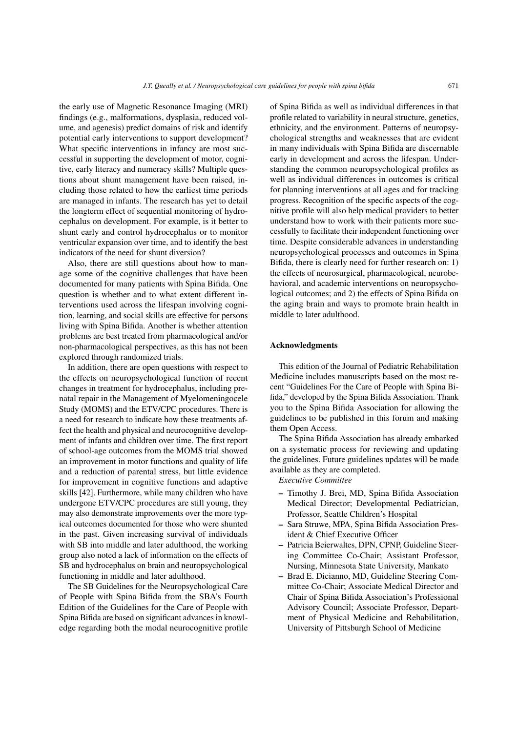the early use of Magnetic Resonance Imaging (MRI) findings (e.g., malformations, dysplasia, reduced volume, and agenesis) predict domains of risk and identify potential early interventions to support development? What specific interventions in infancy are most successful in supporting the development of motor, cognitive, early literacy and numeracy skills? Multiple questions about shunt management have been raised, including those related to how the earliest time periods are managed in infants. The research has yet to detail the longterm effect of sequential monitoring of hydrocephalus on development. For example, is it better to shunt early and control hydrocephalus or to monitor ventricular expansion over time, and to identify the best indicators of the need for shunt diversion?

Also, there are still questions about how to manage some of the cognitive challenges that have been documented for many patients with Spina Bifida. One question is whether and to what extent different interventions used across the lifespan involving cognition, learning, and social skills are effective for persons living with Spina Bifida. Another is whether attention problems are best treated from pharmacological and/or non-pharmacological perspectives, as this has not been explored through randomized trials.

In addition, there are open questions with respect to the effects on neuropsychological function of recent changes in treatment for hydrocephalus, including prenatal repair in the Management of Myelomeningocele Study (MOMS) and the ETV/CPC procedures. There is a need for research to indicate how these treatments affect the health and physical and neurocognitive development of infants and children over time. The first report of school-age outcomes from the MOMS trial showed an improvement in motor functions and quality of life and a reduction of parental stress, but little evidence for improvement in cognitive functions and adaptive skills [42]. Furthermore, while many children who have undergone ETV/CPC procedures are still young, they may also demonstrate improvements over the more typical outcomes documented for those who were shunted in the past. Given increasing survival of individuals with SB into middle and later adulthood, the working group also noted a lack of information on the effects of SB and hydrocephalus on brain and neuropsychological functioning in middle and later adulthood.

The SB Guidelines for the Neuropsychological Care of People with Spina Bifida from the SBA's Fourth Edition of the Guidelines for the Care of People with Spina Bifida are based on significant advances in knowledge regarding both the modal neurocognitive profile of Spina Bifida as well as individual differences in that profile related to variability in neural structure, genetics, ethnicity, and the environment. Patterns of neuropsychological strengths and weaknesses that are evident in many individuals with Spina Bifida are discernable early in development and across the lifespan. Understanding the common neuropsychological profiles as well as individual differences in outcomes is critical for planning interventions at all ages and for tracking progress. Recognition of the specific aspects of the cognitive profile will also help medical providers to better understand how to work with their patients more successfully to facilitate their independent functioning over time. Despite considerable advances in understanding neuropsychological processes and outcomes in Spina Bifida, there is clearly need for further research on: 1) the effects of neurosurgical, pharmacological, neurobehavioral, and academic interventions on neuropsychological outcomes; and 2) the effects of Spina Bifida on the aging brain and ways to promote brain health in middle to later adulthood.

## Acknowledgments

This edition of the Journal of Pediatric Rehabilitation Medicine includes manuscripts based on the most recent "Guidelines For the Care of People with Spina Bifida," developed by the Spina Bifida Association. Thank you to the Spina Bifida Association for allowing the guidelines to be published in this forum and making them Open Access.

The Spina Bifida Association has already embarked on a systematic process for reviewing and updating the guidelines. Future guidelines updates will be made available as they are completed.

*Executive Committee*

- Timothy J. Brei, MD, Spina Bifida Association Medical Director; Developmental Pediatrician, Professor, Seattle Children's Hospital
- Sara Struwe, MPA, Spina Bifida Association President & Chief Executive Officer
- Patricia Beierwaltes, DPN, CPNP, Guideline Steering Committee Co-Chair; Assistant Professor, Nursing, Minnesota State University, Mankato
- Brad E. Dicianno, MD, Guideline Steering Committee Co-Chair; Associate Medical Director and Chair of Spina Bifida Association's Professional Advisory Council; Associate Professor, Department of Physical Medicine and Rehabilitation, University of Pittsburgh School of Medicine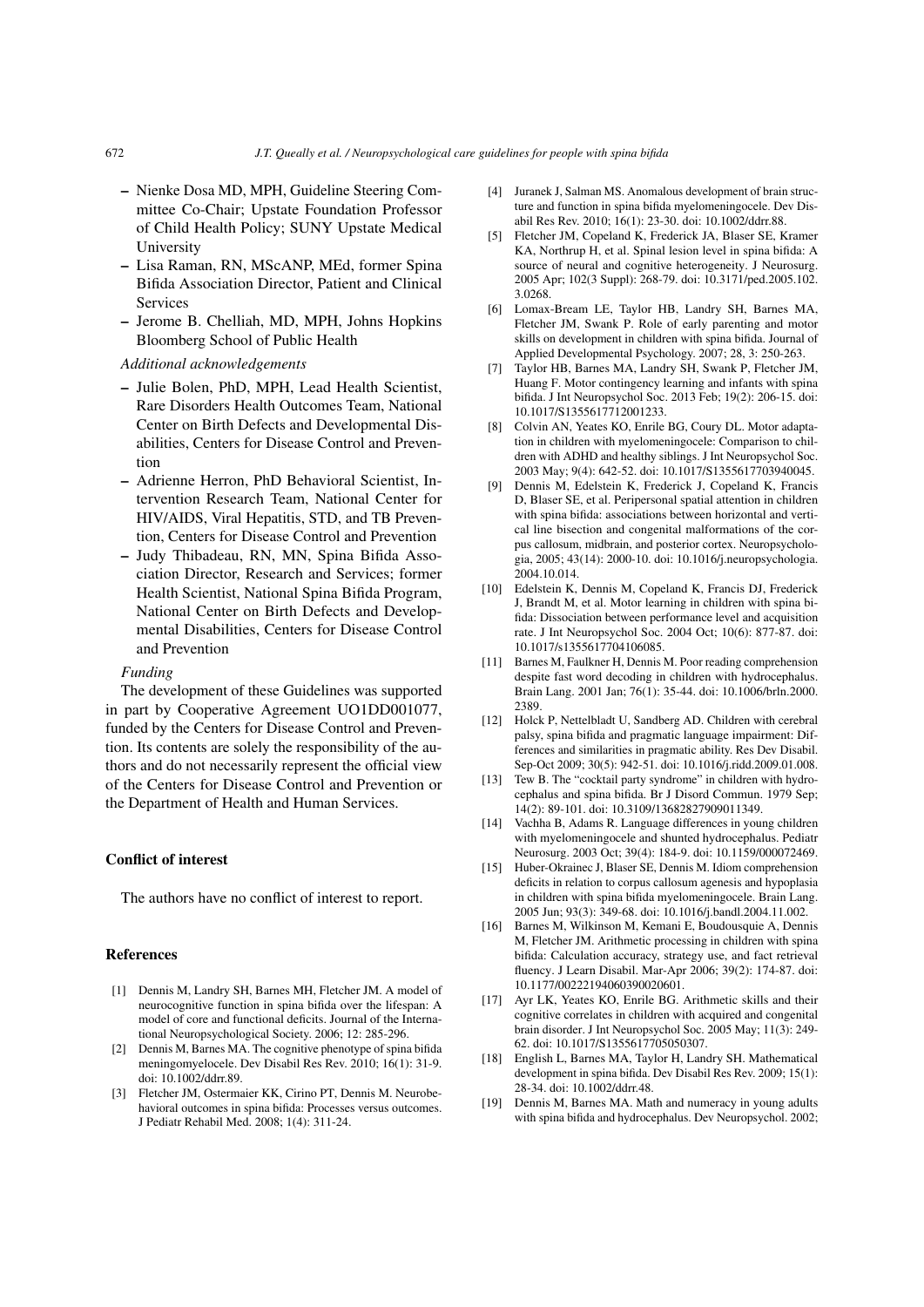- Nienke Dosa MD, MPH, Guideline Steering Committee Co-Chair; Upstate Foundation Professor of Child Health Policy; SUNY Upstate Medical University
- Lisa Raman, RN, MScANP, MEd, former Spina Bifida Association Director, Patient and Clinical Services
- Jerome B. Chelliah, MD, MPH, Johns Hopkins Bloomberg School of Public Health

*Additional acknowledgements*

- Julie Bolen, PhD, MPH, Lead Health Scientist, Rare Disorders Health Outcomes Team, National Center on Birth Defects and Developmental Disabilities, Centers for Disease Control and Prevention
- Adrienne Herron, PhD Behavioral Scientist, Intervention Research Team, National Center for HIV/AIDS, Viral Hepatitis, STD, and TB Prevention, Centers for Disease Control and Prevention
- Judy Thibadeau, RN, MN, Spina Bifida Association Director, Research and Services; former Health Scientist, National Spina Bifida Program, National Center on Birth Defects and Developmental Disabilities, Centers for Disease Control and Prevention

*Funding*

The development of these Guidelines was supported in part by Cooperative Agreement UO1DD001077, funded by the Centers for Disease Control and Prevention. Its contents are solely the responsibility of the authors and do not necessarily represent the official view of the Centers for Disease Control and Prevention or the Department of Health and Human Services.

## Conflict of interest

The authors have no conflict of interest to report.

## References

[1] Dennis M, Landry SH, Barnes MH, Fletcher JM. A model of neurocognitive function in spina bifida over the lifespan: A model of core and functional deficits. Journal of the International Neuropsychological Society. 2006; 12: 285-296.

[2] Dennis M, Barnes MA. The cognitive phenotype of spina bifida meningomyelocele. Dev Disabil Res Rev. 2010; 16(1): 31-9. doi: 10.1002/ddrr.89.

[3] Fletcher JM, Ostermaier KK, Cirino PT, Dennis M. Neurobehavioral outcomes in spina bifida: Processes versus outcomes. J Pediatr Rehabil Med. 2008; 1(4): 311-24.

[4] Juranek J, Salman MS. Anomalous development of brain structure and function in spina bifida myelomeningocele. Dev Disabil Res Rev. 2010; 16(1): 23-30. doi: 10.1002/ddrr.88.

[5] Fletcher JM, Copeland K, Frederick JA, Blaser SE, Kramer KA, Northrup H, et al. Spinal lesion level in spina bifida: A source of neural and cognitive heterogeneity. J Neurosurg. 2005 Apr; 102(3 Suppl): 268-79. doi: 10.3171/ped.2005.102.3.0268.

[6] Lomax-Bream LE, Taylor HB, Landry SH, Barnes MA, Fletcher JM, Swank P. Role of early parenting and motor skills on development in children with spina bifida. Journal of Applied Developmental Psychology. 2007; 28, 3: 250-263.

[7] Taylor HB, Barnes MA, Landry SH, Swank P, Fletcher JM, Huang F. Motor contingency learning and infants with spina bifida. J Int Neuropsychol Soc. 2013 Feb; 19(2): 206-15. doi: 10.1017/S1355617712001233.

[8] Colvin AN, Yeates KO, Enrile BG, Coury DL. Motor adaptation in children with myelomeningocele: Comparison to children with ADHD and healthy siblings. J Int Neuropsychol Soc. 2003 May; 9(4): 642-52. doi: 10.1017/S1355617703940045.

[9] Dennis M, Edelstein K, Frederick J, Copeland K, Francis D, Blaser SE, et al. Peripersonal spatial attention in children with spina bifida: associations between horizontal and vertical line bisection and congenital malformations of the corpus callosum, midbrain, and posterior cortex. Neuropsychologia, 2005; 43(14): 2000-10. doi: 10.1016/j.neuropsychologia.2004.10.014.

[10] Edelstein K, Dennis M, Copeland K, Francis DJ, Frederick J, Brandt M, et al. Motor learning in children with spina bifida: Dissociation between performance level and acquisition rate. J Int Neuropsychol Soc. 2004 Oct; 10(6): 877-87. doi: 10.1017/s1355617704106085.

[11] Barnes M, Faulkner H, Dennis M. Poor reading comprehension despite fast word decoding in children with hydrocephalus. Brain Lang. 2001 Jan; 76(1): 35-44. doi: 10.1006/brln.2000.2389.

[12] Holck P, Nettelbladt U, Sandberg AD. Children with cerebral palsy, spina bifida and pragmatic language impairment: Differences and similarities in pragmatic ability. Res Dev Disabil. Sep-Oct 2009; 30(5): 942-51. doi: 10.1016/j.ridd.2009.01.008.

[13] Tew B. The "cocktail party syndrome" in children with hydrocephalus and spina bifida. Br J Disord Commun. 1979 Sep; 14(2): 89-101. doi: 10.3109/13682827909011349.

[14] Vachha B, Adams R. Language differences in young children with myelomeningocele and shunted hydrocephalus. Pediatr Neurosurg. 2003 Oct; 39(4): 184-9. doi: 10.1159/000072469.

[15] Huber-Okrainec J, Blaser SE, Dennis M. Idiom comprehension deficits in relation to corpus callosum agenesis and hypoplasia in children with spina bifida myelomeningocele. Brain Lang. 2005 Jun; 93(3): 349-68. doi: 10.1016/j.bandl.2004.11.002.

[16] Barnes M, Wilkinson M, Kemani E, Boudousquie A, Dennis M, Fletcher JM. Arithmetic processing in children with spina bifida: Calculation accuracy, strategy use, and fact retrieval fluency. J Learn Disabil. Mar-Apr 2006; 39(2): 174-87. doi: 10.1177/00222194060390020601.

[17] Ayr LK, Yeates KO, Enrile BG. Arithmetic skills and their cognitive correlates in children with acquired and congenital brain disorder. J Int Neuropsychol Soc. 2005 May; 11(3): 249-62. doi: 10.1017/S1355617705050307.

[18] English L, Barnes MA, Taylor H, Landry SH. Mathematical development in spina bifida. Dev Disabil Res Rev. 2009; 15(1): 28-34. doi: 10.1002/ddrr.48.

[19] Dennis M, Barnes MA. Math and numeracy in young adults with spina bifida and hydrocephalus. Dev Neuropsychol. 2002;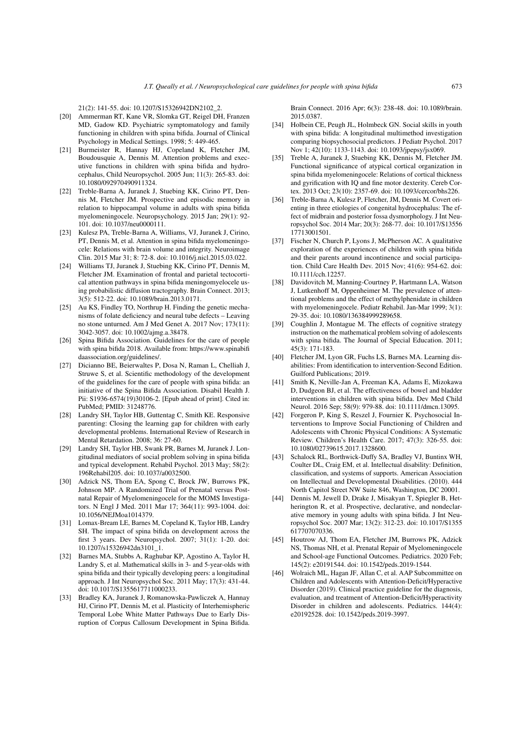21(2): 141-55. doi: 10.1207/S15326942DN2102_2.

[20] Ammerman RT, Kane VR, Slomka GT, Reigel DH, Franzen MD, Gadow KD. Psychiatric symptomatology and family functioning in children with spina bifida. Journal of Clinical Psychology in Medical Settings. 1998; 5: 449-465.

[21] Burmeister R, Hannay HJ, Copeland K, Fletcher JM, Boudousquie A, Dennis M. Attention problems and executive functions in children with spina bifida and hydrocephalus, Child Neuropsychol. 2005 Jun; 11(3): 265-83. doi: 10.1080/092970490911324.

[22] Treble-Barna A, Juranek J, Stuebing KK, Cirino PT, Dennis M, Fletcher JM. Prospective and episodic memory in relation to hippocampal volume in adults with spina bifida myelomeningocele. Neuropsychology. 2015 Jan; 29(1): 92-101. doi: 10.1037/neu0000111.

[23] Kulesz PA, Treble-Barna A, Williams, VJ, Juranek J, Cirino, PT, Dennis M, et al. Attention in spina bifida myelomeningocele: Relations with brain volume and integrity. Neuroimage Clin. 2015 Mar 31; 8: 72-8. doi: 10.1016/j.nicl.2015.03.022.

[24] Williams TJ, Juranek J, Stuebing KK, Cirino PT, Dennis M, Fletcher JM. Examination of frontal and parietal tectocortical attention pathways in spina bifida meningomyelocele using probabilistic diffusion tractography. Brain Connect. 2013; 3(5): 512-22. doi: 10.1089/brain.2013.0171.

[25] Au KS, Findley TO, Northrup H. Finding the genetic mechanisms of folate deficiency and neural tube defects – Leaving no stone unturned. Am J Med Genet A. 2017 Nov; 173(11): 3042-3057. doi: 10.1002/ajmg.a.38478.

[26] Spina Bifida Association. Guidelines for the care of people with spina bifida 2018. Available from: https://www.spinabifidaassociation.org/guidelines/.

[27] Dicianno BE, Beierwaltes P, Dosa N, Raman L, Chelliah J, Struwe S, et al. Scientific methodology of the development of the guidelines for the care of people with spina bifida: an initiative of the Spina Bifida Association. Disabil Health J. Pii: S1936-6574(19)30106-2. [Epub ahead of print]. Cited in: PubMed; PMID: 31248776.

[28] Landry SH, Taylor HB, Guttentag C, Smith KE. Responsive parenting: Closing the learning gap for children with early developmental problems. International Review of Research in Mental Retardation. 2008; 36: 27-60.

[29] Landry SH, Taylor HB, Swank PR, Barnes M, Juranek J. Longitudinal mediators of social problem solving in spina bifida and typical development. Rehabil Psychol. 2013 May; 58(2): 196Rehabil205. doi: 10.1037/a0032500.

[30] Adzick NS, Thom EA, Spong C, Brock JW, Burrows PK, Johnson MP. A Randomized Trial of Prenatal versus Postnatal Repair of Myelomeningocele for the MOMS Investigators. N Engl J Med. 2011 Mar 17; 364(11): 993-1004. doi: 10.1056/NEJMoa1014379.

[31] Lomax-Bream LE, Barnes M, Copeland K, Taylor HB, Landry SH. The impact of spina bifida on development across the first 3 years. Dev Neuropsychol. 2007; 31(1): 1-20. doi: 10.1207/s15326942dn3101_1.

[32] Barnes MA, Stubbs A, Raghubar KP, Agostino A, Taylor H, Landry S, et al. Mathematical skills in 3- and 5-year-olds with spina bifida and their typically developing peers: a longitudinal approach. J Int Neuropsychol Soc. 2011 May; 17(3): 431-44. doi: 10.1017/S1355617711000233.

[33] Bradley KA, Juranek J, Romanowska-Pawliczek A, Hannay HJ, Cirino PT, Dennis M, et al. Plasticity of Interhemispheric Temporal Lobe White Matter Pathways Due to Early Disruption of Corpus Callosum Development in Spina Bifida. Brain Connect. 2016 Apr; 6(3): 238-48. doi: 10.1089/brain.2015.0387.

[34] Holbein CE, Peugh JL, Holmbeck GN. Social skills in youth with spina bifida: A longitudinal multimethod investigation comparing biopsychosocial predictors. J Pediatr Psychol. 2017 Nov 1; 42(10): 1133-1143. doi: 10.1093/jpepsy/jsx069.

[35] Treble A, Juranek J, Stuebing KK, Dennis M, Fletcher JM. Functional significance of atypical cortical organization in spina bifida myelomeningocele: Relations of cortical thickness and gyrification with IQ and fine motor dexterity. Cereb Cortex. 2013 Oct; 23(10): 2357-69. doi: 10.1093/cercor/bhs226.

[36] Treble-Barna A, Kulesz P, Fletcher, JM, Dennis M. Covert orienting in three etiologies of congenital hydrocephalus: The effect of midbrain and posterior fossa dysmorphology. J Int Neuropsychol Soc. 2014 Mar; 20(3): 268-77. doi: 10.1017/S1355617713001501.

[37] Fischer N, Church P, Lyons J, McPherson AC. A qualitative exploration of the experiences of children with spina bifida and their parents around incontinence and social participation. Child Care Health Dev. 2015 Nov; 41(6): 954-62. doi: 10.1111/cch.12257.

[38] Davidovitch M, Manning-Courtney P, Hartmann LA, Watson J, Lutkenhoff M, Oppenheimer M. The prevalence of attentional problems and the effect of methylphenidate in children with myelomeningocele. Pediatr Rehabil. Jan-Mar 1999; 3(1): 29-35. doi: 10.1080/136384999289658.

[39] Coughlin J, Montague M. The effects of cognitive strategy instruction on the mathematical problem solving of adolescents with spina bifida. The Journal of Special Education. 2011; 45(3): 171-183.

[40] Fletcher JM, Lyon GR, Fuchs LS, Barnes MA. Learning disabilities: From identification to intervention-Second Edition. Guilford Publications; 2019.

[41] Smith K, Neville-Jan A, Freeman KA, Adams E, Mizokawa D, Dudgeon BJ, et al. The effectiveness of bowel and bladder interventions in children with spina bifida. Dev Med Child Neurol. 2016 Sep; 58(9): 979-88. doi: 10.1111/dmcn.13095.

[42] Forgeron P, King S, Reszel J, Fournier K. Psychosocial Interventions to Improve Social Functioning of Children and Adolescents with Chronic Physical Conditions: A Systematic Review. Children's Health Care. 2017; 47(3): 326-55. doi: 10.1080/02739615.2017.1328600.

[43] Schalock RL, Borthwick-Duffy SA, Bradley VJ, Buntinx WH, Coulter DL, Craig EM, et al. Intellectual disability: Definition, classification, and systems of supports. American Association on Intellectual and Developmental Disabilities. (2010). 444 North Capitol Street NW Suite 846, Washington, DC 20001.

[44] Dennis M, Jewell D, Drake J, Misakyan T, Spiegler B, Hetherington R, et al. Prospective, declarative, and nondeclarative memory in young adults with spina bifida. J Int Neuropsychol Soc. 2007 Mar; 13(2): 312-23. doi: 10.1017/S1355617707070336.

[45] Houtrow AJ, Thom EA, Fletcher JM, Burrows PK, Adzick NS, Thomas NH, et al. Prenatal Repair of Myelomeningocele and School-age Functional Outcomes. Pediatrics. 2020 Feb; 145(2): e20191544. doi: 10.1542/peds.2019-1544.

[46] Wolraich ML, Hagan JF, Allan C, et al. AAP Subcommittee on Children and Adolescents with Attention-Deficit/Hyperactive Disorder (2019). Clinical practice guideline for the diagnosis, evaluation, and treatment of Attention-Deficit/Hyperactivity Disorder in children and adolescents. Pediatrics. 144(4): e20192528. doi: 10.1542/peds.2019-3997.